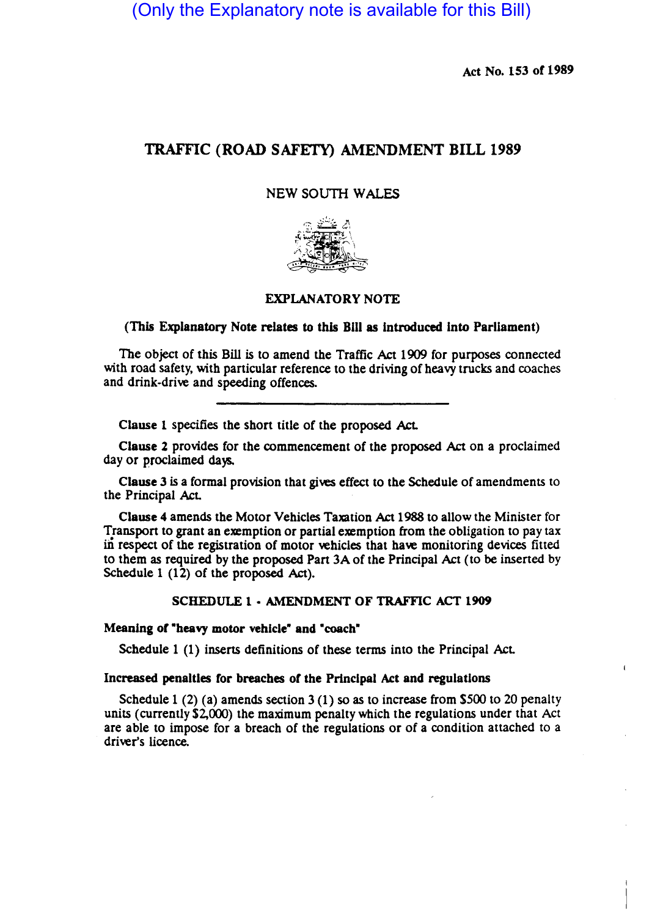(Only the Explanatory note is available for this Bill)

Act No. 153 of 1989

# TRAFFIC (ROAD SAFETY) AMENDMENT BILL 1989

NEW SOUTH WALES

## EXPLANATORY NOTE

**(This Explanatory Note relates to this Bill as introduced into Parliament)**

The object of this Bill is to amend the Traffic Act 1909 for purposes connected with road safety, with particular reference to the driving of heavy trucks and coaches and drink-drive and speeding offences.

---

**Clause 1** specifies the short title of the proposed Act.

**Clause 2** provides for the commencement of the proposed Act on a proclaimed day or proclaimed days.

**Clause 3** is a formal provision that gives effect to the Schedule of amendments to the Principal Act.

**Clause 4** amends the Motor Vehicles Taxation Act 1988 to allow the Minister for Transport to grant an exemption or partial exemption from the obligation to pay tax in respect of the registration of motor vehicles that have monitoring devices fitted to them as required by the proposed Part 3A of the Principal Act (to be inserted by Schedule 1 (12) of the proposed Act).

### SCHEDULE 1 - AMENDMENT OF TRAFFIC ACT 1909

**Meaning of "heavy motor vehicle" and "coach"**

Schedule 1 (1) inserts definitions of these terms into the Principal Act.

**Increased penalties for breaches of the Principal Act and regulations**

Schedule 1 (2) (a) amends section 3 (1) so as to increase from $500 to 20 penalty units (currently $2,000) the maximum penalty which the regulations under that Act are able to impose for a breach of the regulations or of a condition attached to a driver's licence.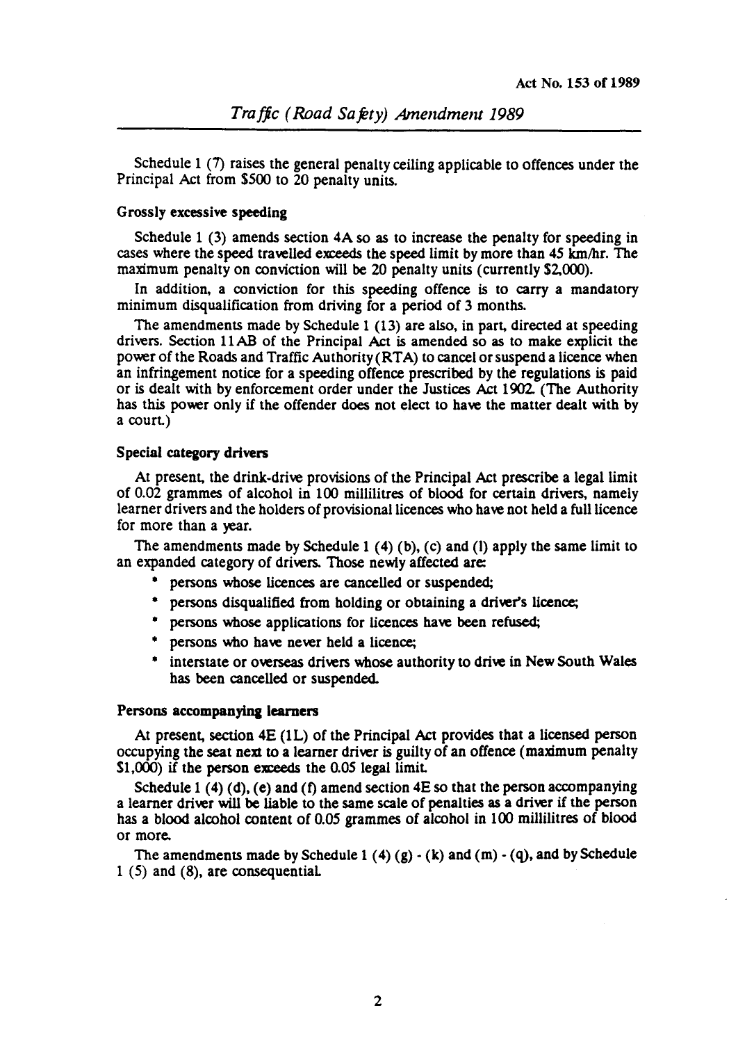Schedule 1 (7) raises the general penalty ceiling applicable to offences under the Principal Act from $500 to 20 penalty units.

### Grossly excessive speeding

Schedule 1 (3) amends section 4A so as to increase the penalty for speeding in cases where the speed travelled exceeds the speed limit by more than 45 km/hr. The maximum penalty on conviction will be 20 penalty units (currently $2,000).

In addition, a conviction for this speeding offence is to carry a mandatory minimum disqualification from driving for a period of 3 months.

The amendments made by Schedule 1 (13) are also, in part, directed at speeding drivers. Section 11AB of the Principal Act is amended so as to make explicit the power of the Roads and Traffic Authority (RTA) to cancel or suspend a licence when an infringement notice for a speeding offence prescribed by the regulations is paid or is dealt with by enforcement order under the Justices Act 1902. (The Authority has this power only if the offender does not elect to have the matter dealt with by a court.)

### Special category drivers

At present, the drink-drive provisions of the Principal Act prescribe a legal limit of 0.02 grammes of alcohol in 100 millilitres of blood for certain drivers, namely learner drivers and the holders of provisional licences who have not held a full licence for more than a year.

The amendments made by Schedule 1 (4) (b), (c) and (l) apply the same limit to an expanded category of drivers. Those newly affected are:

* persons whose licences are cancelled or suspended;
* persons disqualified from holding or obtaining a driver's licence;
* persons whose applications for licences have been refused;
* persons who have never held a licence;
* interstate or overseas drivers whose authority to drive in New South Wales has been cancelled or suspended.

### Persons accompanying learners

At present, section 4E (1L) of the Principal Act provides that a licensed person occupying the seat next to a learner driver is guilty of an offence (maximum penalty $1,000) if the person exceeds the 0.05 legal limit.

Schedule 1 (4) (d), (e) and (f) amend section 4E so that the person accompanying a learner driver will be liable to the same scale of penalties as a driver if the person has a blood alcohol content of 0.05 grammes of alcohol in 100 millilitres of blood or more.

The amendments made by Schedule 1 (4) (g) - (k) and (m) - (q), and by Schedule 1 (5) and (8), are consequential.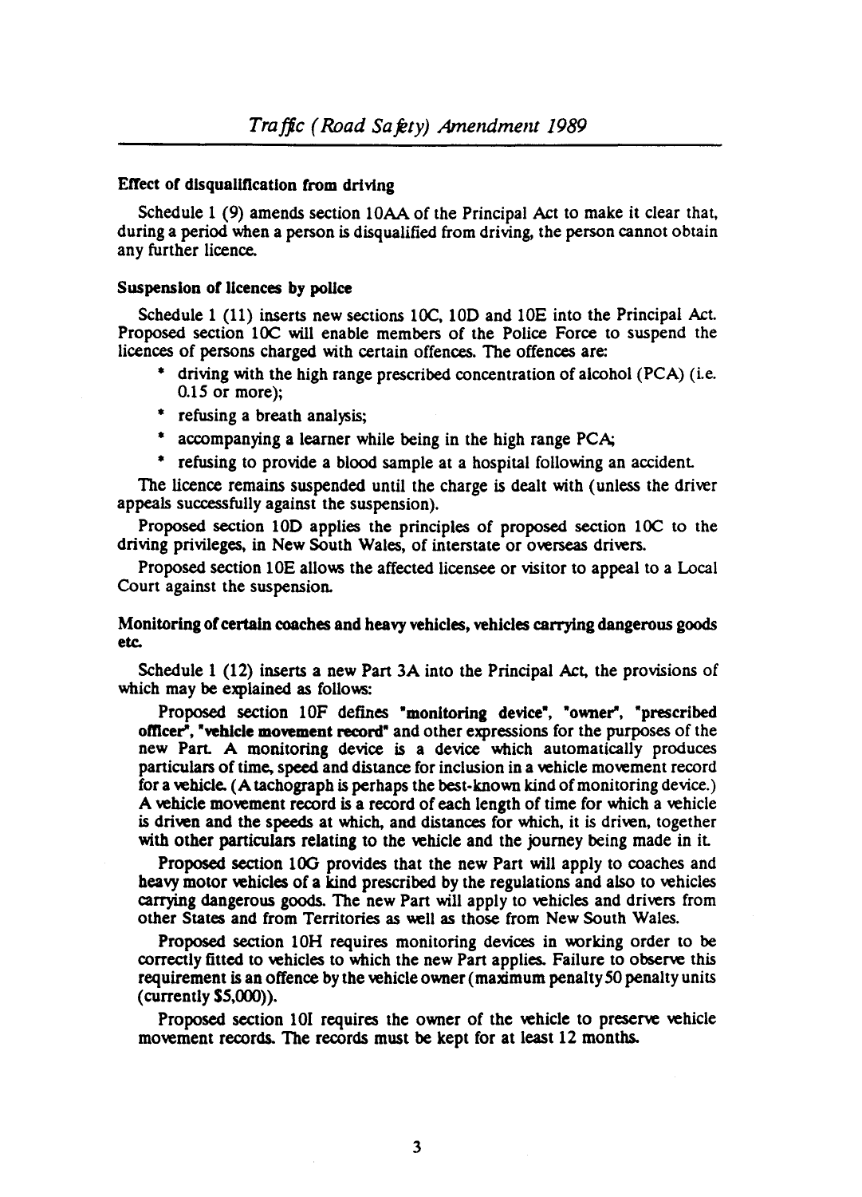**Effect of disqualification from driving**

Schedule 1 (9) amends section 10AA of the Principal Act to make it clear that, during a period when a person is disqualified from driving, the person cannot obtain any further licence.

**Suspension of licences by police**

Schedule 1 (11) inserts new sections 10C, 10D and 10E into the Principal Act. Proposed section 10C will enable members of the Police Force to suspend the licences of persons charged with certain offences. The offences are:

- driving with the high range prescribed concentration of alcohol (PCA) (i.e. 0.15 or more);
- refusing a breath analysis;
- accompanying a learner while being in the high range PCA;
- refusing to provide a blood sample at a hospital following an accident.

The licence remains suspended until the charge is dealt with (unless the driver appeals successfully against the suspension).

Proposed section 10D applies the principles of proposed section 10C to the driving privileges, in New South Wales, of interstate or overseas drivers.

Proposed section 10E allows the affected licensee or visitor to appeal to a Local Court against the suspension.

**Monitoring of certain coaches and heavy vehicles, vehicles carrying dangerous goods etc.**

Schedule 1 (12) inserts a new Part 3A into the Principal Act, the provisions of which may be explained as follows:

Proposed section 10F defines **"monitoring device"**, **"owner"**, **"prescribed officer"**, **"vehicle movement record"** and other expressions for the purposes of the new Part. A monitoring device is a device which automatically produces particulars of time, speed and distance for inclusion in a vehicle movement record for a vehicle. (A tachograph is perhaps the best-known kind of monitoring device.) A vehicle movement record is a record of each length of time for which a vehicle is driven and the speeds at which, and distances for which, it is driven, together with other particulars relating to the vehicle and the journey being made in it.

Proposed section 10G provides that the new Part will apply to coaches and heavy motor vehicles of a kind prescribed by the regulations and also to vehicles carrying dangerous goods. The new Part will apply to vehicles and drivers from other States and from Territories as well as those from New South Wales.

Proposed section 10H requires monitoring devices in working order to be correctly fitted to vehicles to which the new Part applies. Failure to observe this requirement is an offence by the vehicle owner (maximum penalty 50 penalty units (currently $5,000)).

Proposed section 10I requires the owner of the vehicle to preserve vehicle movement records. The records must be kept for at least 12 months.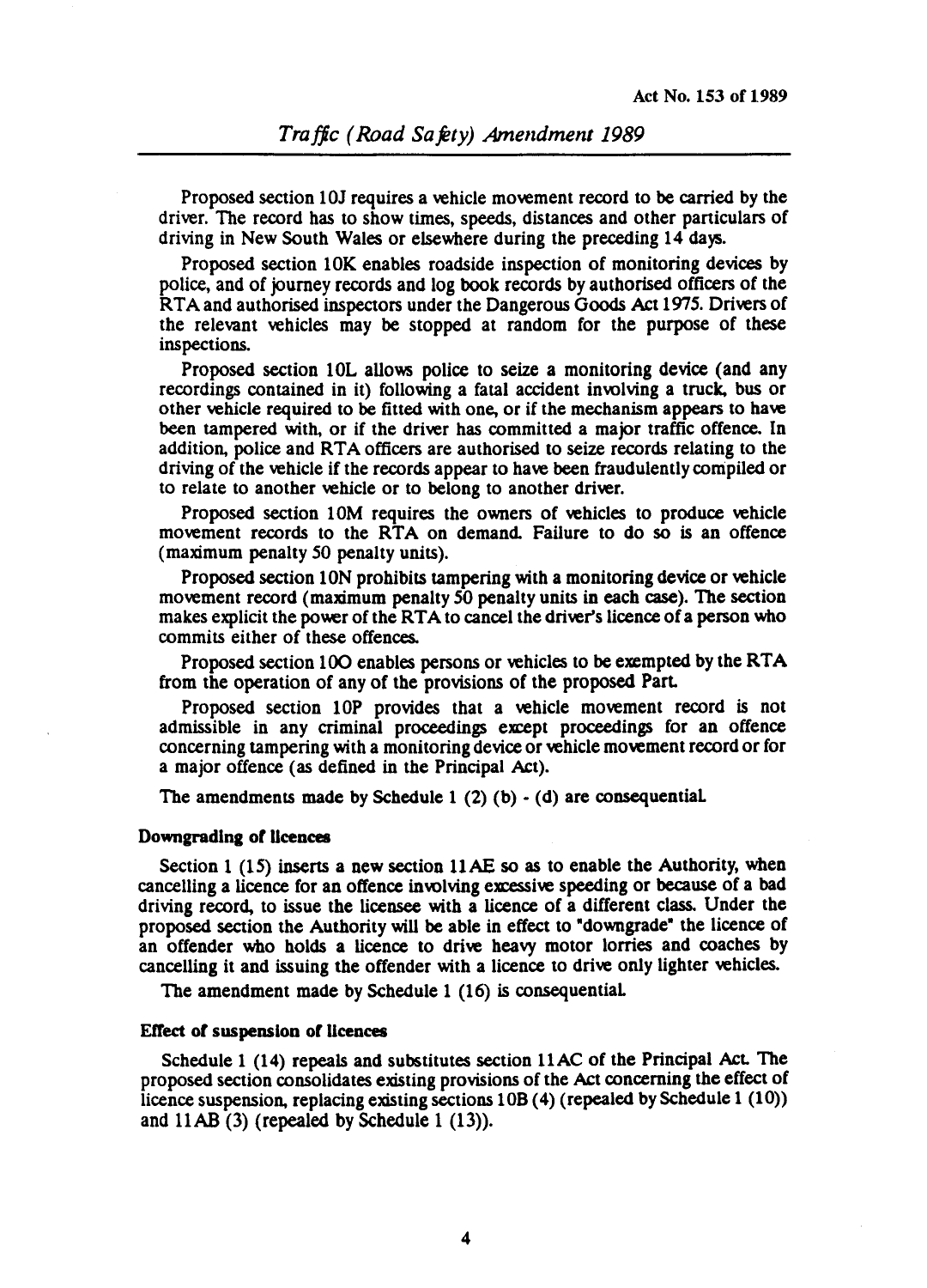Proposed section 10J requires a vehicle movement record to be carried by the driver. The record has to show times, speeds, distances and other particulars of driving in New South Wales or elsewhere during the preceding 14 days.

Proposed section 10K enables roadside inspection of monitoring devices by police, and of journey records and log book records by authorised officers of the RTA and authorised inspectors under the Dangerous Goods Act 1975. Drivers of the relevant vehicles may be stopped at random for the purpose of these inspections.

Proposed section 10L allows police to seize a monitoring device (and any recordings contained in it) following a fatal accident involving a truck, bus or other vehicle required to be fitted with one, or if the mechanism appears to have been tampered with, or if the driver has committed a major traffic offence. In addition, police and RTA officers are authorised to seize records relating to the driving of the vehicle if the records appear to have been fraudulently compiled or to relate to another vehicle or to belong to another driver.

Proposed section 10M requires the owners of vehicles to produce vehicle movement records to the RTA on demand. Failure to do so is an offence (maximum penalty 50 penalty units).

Proposed section 10N prohibits tampering with a monitoring device or vehicle movement record (maximum penalty 50 penalty units in each case). The section makes explicit the power of the RTA to cancel the driver's licence of a person who commits either of these offences.

Proposed section 10O enables persons or vehicles to be exempted by the RTA from the operation of any of the provisions of the proposed Part.

Proposed section 10P provides that a vehicle movement record is not admissible in any criminal proceedings except proceedings for an offence concerning tampering with a monitoring device or vehicle movement record or for a major offence (as defined in the Principal Act).

The amendments made by Schedule 1 (2) (b) - (d) are consequential.

#### Downgrading of licences

Section 1 (15) inserts a new section 11AE so as to enable the Authority, when cancelling a licence for an offence involving excessive speeding or because of a bad driving record, to issue the licensee with a licence of a different class. Under the proposed section the Authority will be able in effect to "downgrade" the licence of an offender who holds a licence to drive heavy motor lorries and coaches by cancelling it and issuing the offender with a licence to drive only lighter vehicles.

The amendment made by Schedule 1 (16) is consequential.

#### Effect of suspension of licences

Schedule 1 (14) repeals and substitutes section 11AC of the Principal Act. The proposed section consolidates existing provisions of the Act concerning the effect of licence suspension, replacing existing sections 10B (4) (repealed by Schedule 1 (10)) and 11AB (3) (repealed by Schedule 1 (13)).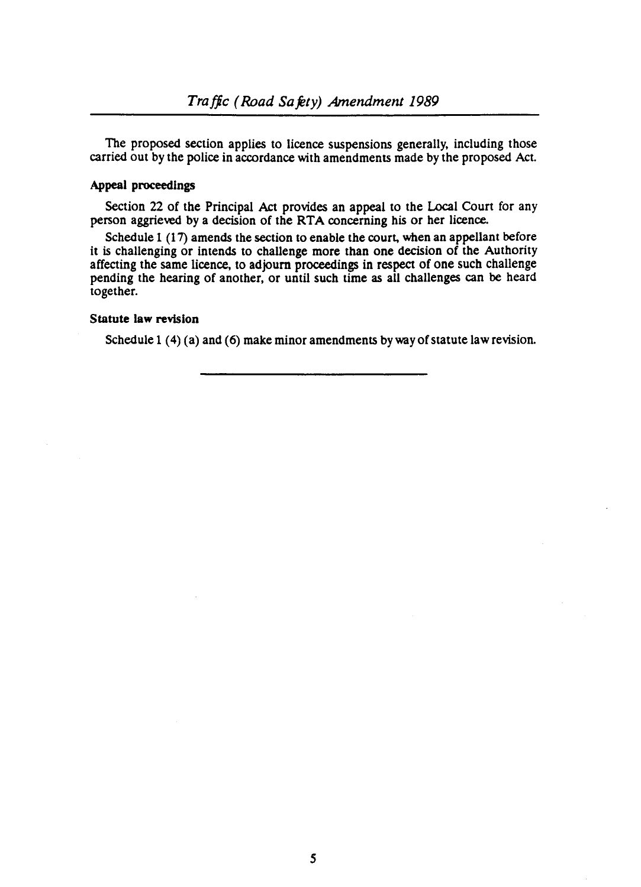The proposed section applies to licence suspensions generally, including those carried out by the police in accordance with amendments made by the proposed Act.

**Appeal proceedings**

Section 22 of the Principal Act provides an appeal to the Local Court for any person aggrieved by a decision of the RTA concerning his or her licence.

Schedule 1 (17) amends the section to enable the court, when an appellant before it is challenging or intends to challenge more than one decision of the Authority affecting the same licence, to adjourn proceedings in respect of one such challenge pending the hearing of another, or until such time as all challenges can be heard together.

**Statute law revision**

Schedule 1 (4) (a) and (6) make minor amendments by way of statute law revision.